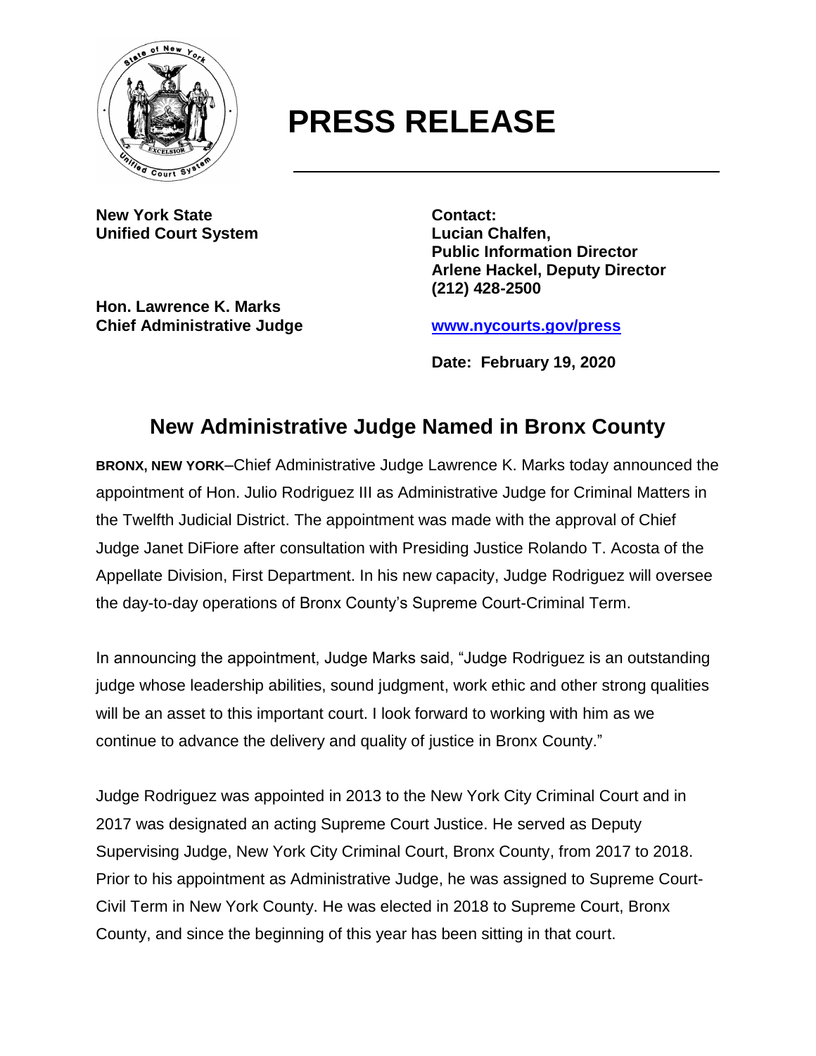# PRESS RELEASE

**New York State**
**Unified Court System**

**Hon. Lawrence K. Marks**
**Chief Administrative Judge**

**Contact:**
**Lucian Chalfen,**
**Public Information Director**
**Arlene Hackel, Deputy Director**
**(212) 428-2500**

**[www.nycourts.gov/press](http://www.nycourts.gov/press)**

**Date: February 19, 2020**

## New Administrative Judge Named in Bronx County

**BRONX, NEW YORK**–Chief Administrative Judge Lawrence K. Marks today announced the appointment of Hon. Julio Rodriguez III as Administrative Judge for Criminal Matters in the Twelfth Judicial District. The appointment was made with the approval of Chief Judge Janet DiFiore after consultation with Presiding Justice Rolando T. Acosta of the Appellate Division, First Department. In his new capacity, Judge Rodriguez will oversee the day-to-day operations of Bronx County's Supreme Court-Criminal Term.

In announcing the appointment, Judge Marks said, "Judge Rodriguez is an outstanding judge whose leadership abilities, sound judgment, work ethic and other strong qualities will be an asset to this important court. I look forward to working with him as we continue to advance the delivery and quality of justice in Bronx County."

Judge Rodriguez was appointed in 2013 to the New York City Criminal Court and in 2017 was designated an acting Supreme Court Justice. He served as Deputy Supervising Judge, New York City Criminal Court, Bronx County, from 2017 to 2018. Prior to his appointment as Administrative Judge, he was assigned to Supreme Court-Civil Term in New York County. He was elected in 2018 to Supreme Court, Bronx County, and since the beginning of this year has been sitting in that court.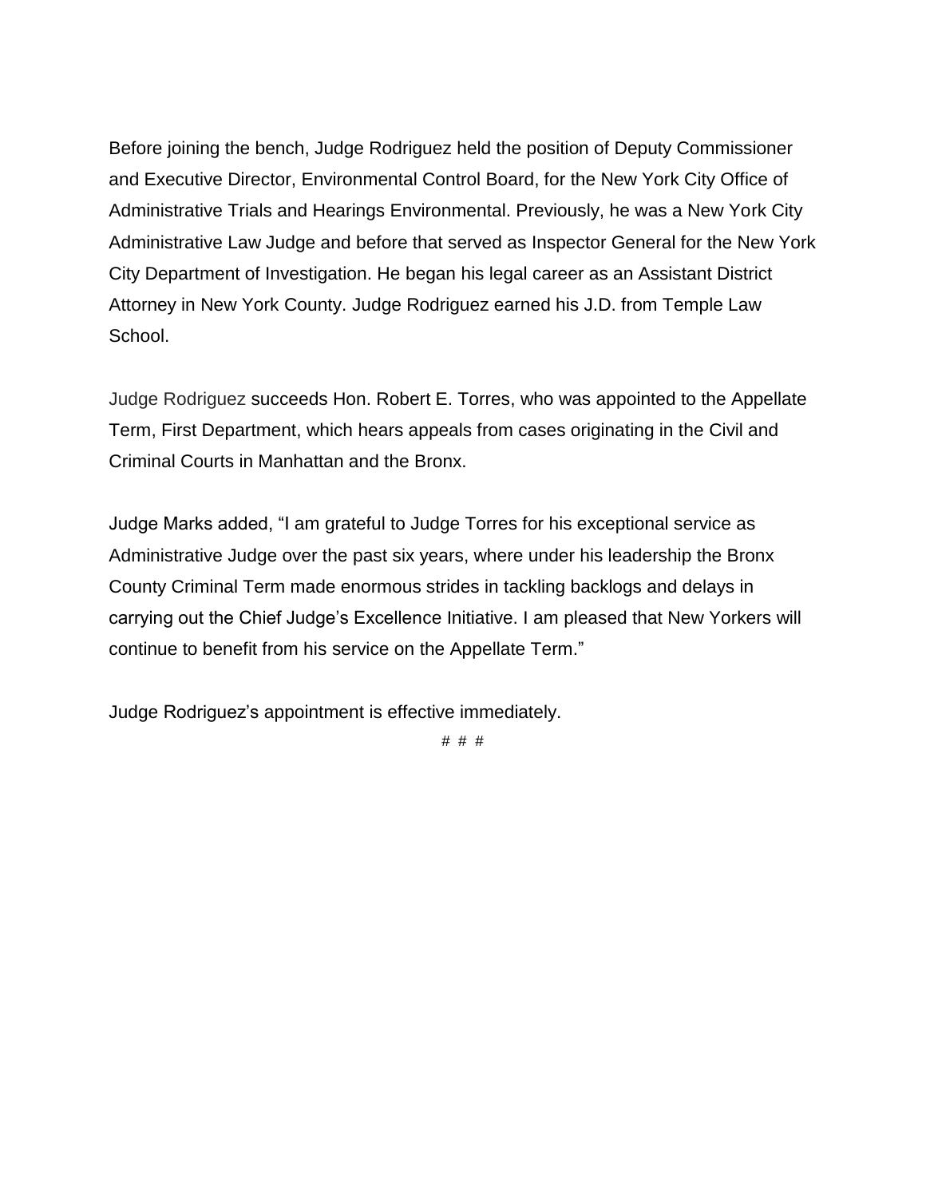Before joining the bench, Judge Rodriguez held the position of Deputy Commissioner and Executive Director, Environmental Control Board, for the New York City Office of Administrative Trials and Hearings Environmental. Previously, he was a New York City Administrative Law Judge and before that served as Inspector General for the New York City Department of Investigation. He began his legal career as an Assistant District Attorney in New York County. Judge Rodriguez earned his J.D. from Temple Law School.

Judge Rodriguez succeeds Hon. Robert E. Torres, who was appointed to the Appellate Term, First Department, which hears appeals from cases originating in the Civil and Criminal Courts in Manhattan and the Bronx.

Judge Marks added, "I am grateful to Judge Torres for his exceptional service as Administrative Judge over the past six years, where under his leadership the Bronx County Criminal Term made enormous strides in tackling backlogs and delays in carrying out the Chief Judge's Excellence Initiative. I am pleased that New Yorkers will continue to benefit from his service on the Appellate Term."

Judge Rodriguez's appointment is effective immediately.

# # #